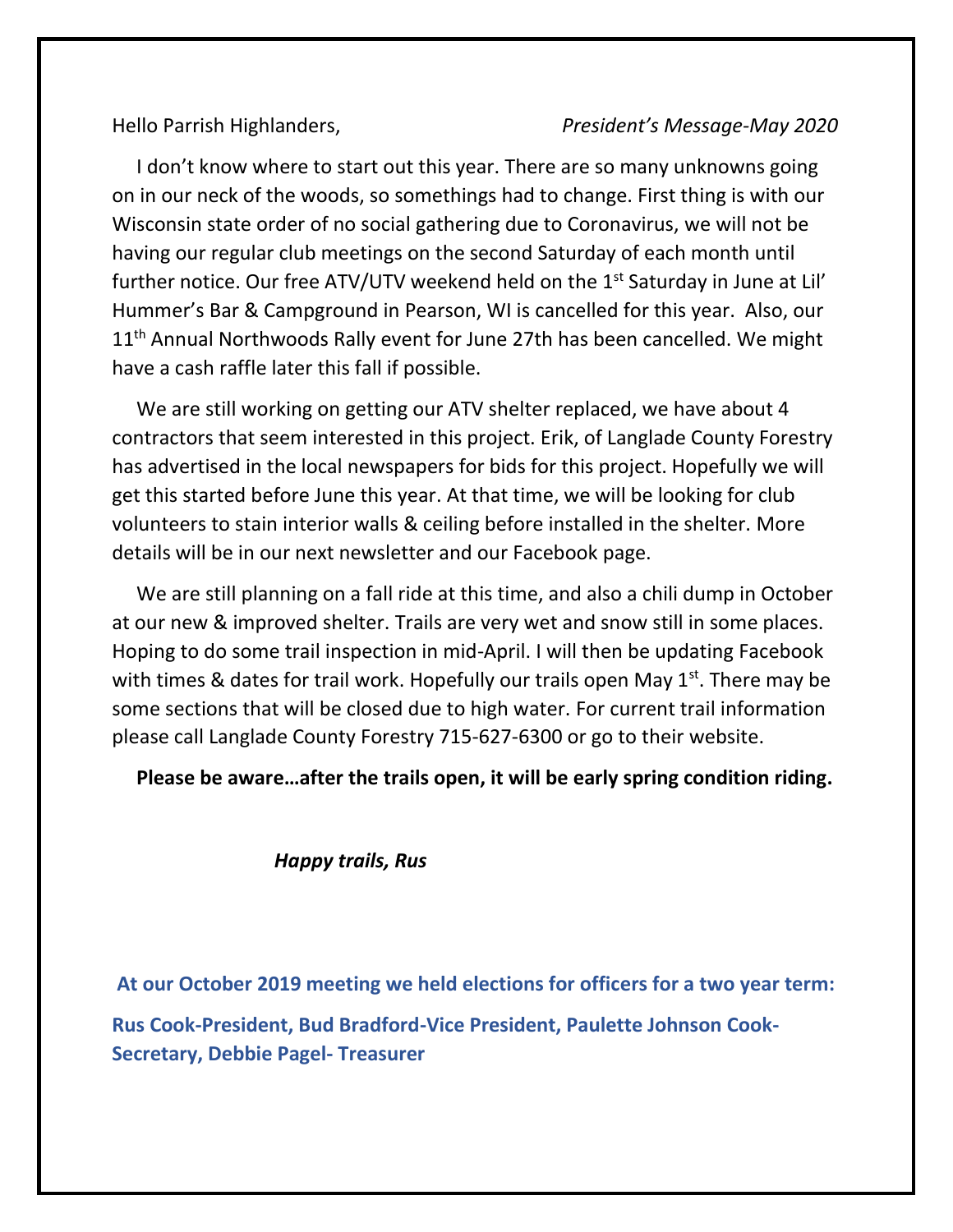Hello Parrish Highlanders, *President's Message-May 2020*

I don't know where to start out this year. There are so many unknowns going on in our neck of the woods, so somethings had to change. First thing is with our Wisconsin state order of no social gathering due to Coronavirus, we will not be having our regular club meetings on the second Saturday of each month until further notice. Our free ATV/UTV weekend held on the 1st Saturday in June at Lil' Hummer's Bar & Campground in Pearson, WI is cancelled for this year. Also, our 11th Annual Northwoods Rally event for June 27th has been cancelled. We might have a cash raffle later this fall if possible.

We are still working on getting our ATV shelter replaced, we have about 4 contractors that seem interested in this project. Erik, of Langlade County Forestry has advertised in the local newspapers for bids for this project. Hopefully we will get this started before June this year. At that time, we will be looking for club volunteers to stain interior walls & ceiling before installed in the shelter. More details will be in our next newsletter and our Facebook page.

We are still planning on a fall ride at this time, and also a chili dump in October at our new & improved shelter. Trails are very wet and snow still in some places. Hoping to do some trail inspection in mid-April. I will then be updating Facebook with times & dates for trail work. Hopefully our trails open May 1st. There may be some sections that will be closed due to high water. For current trail information please call Langlade County Forestry 715-627-6300 or go to their website.

**Please be aware…after the trails open, it will be early spring condition riding.**

***Happy trails, Rus***

**At our October 2019 meeting we held elections for officers for a two year term:**

**Rus Cook-President, Bud Bradford-Vice President, Paulette Johnson Cook-Secretary, Debbie Pagel- Treasurer**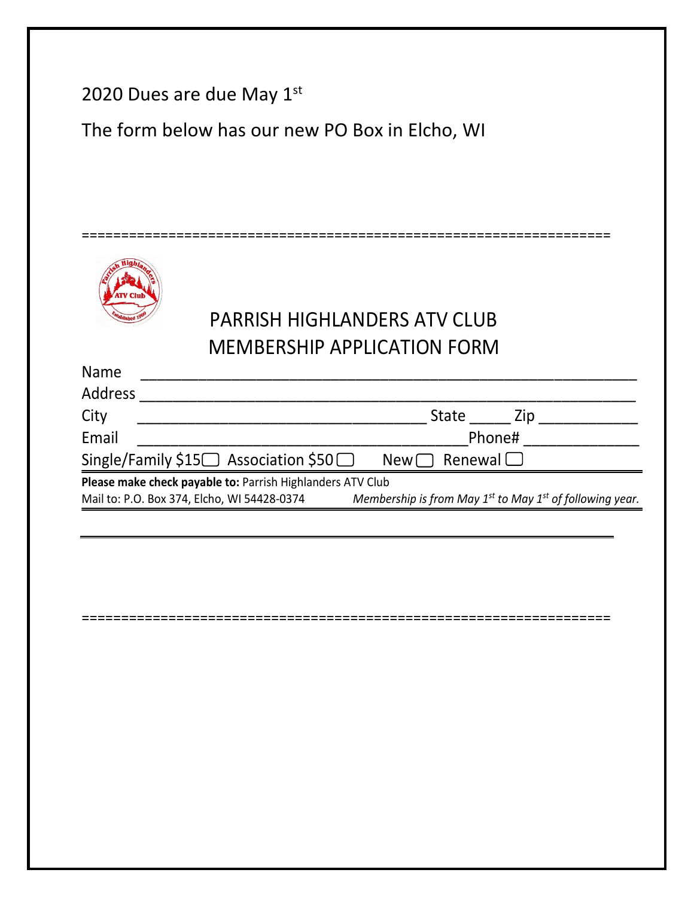2020 Dues are due May 1st

The form below has our new PO Box in Elcho, WI

=================================================================

# PARRISH HIGHLANDERS ATV CLUB
# MEMBERSHIP APPLICATION FORM

Name ____________________________________________________

Address __________________________________________________

City _______________________________ State _____ Zip ___________

Email ____________________________________ Phone# _____________

Single/Family $15 ☐ Association $50 ☐ New ☐ Renewal ☐

**Please make check payable to:** Parrish Highlanders ATV Club

Mail to: P.O. Box 374, Elcho, WI 54428-0374 *Membership is from May 1st to May 1st of following year.*

=================================================================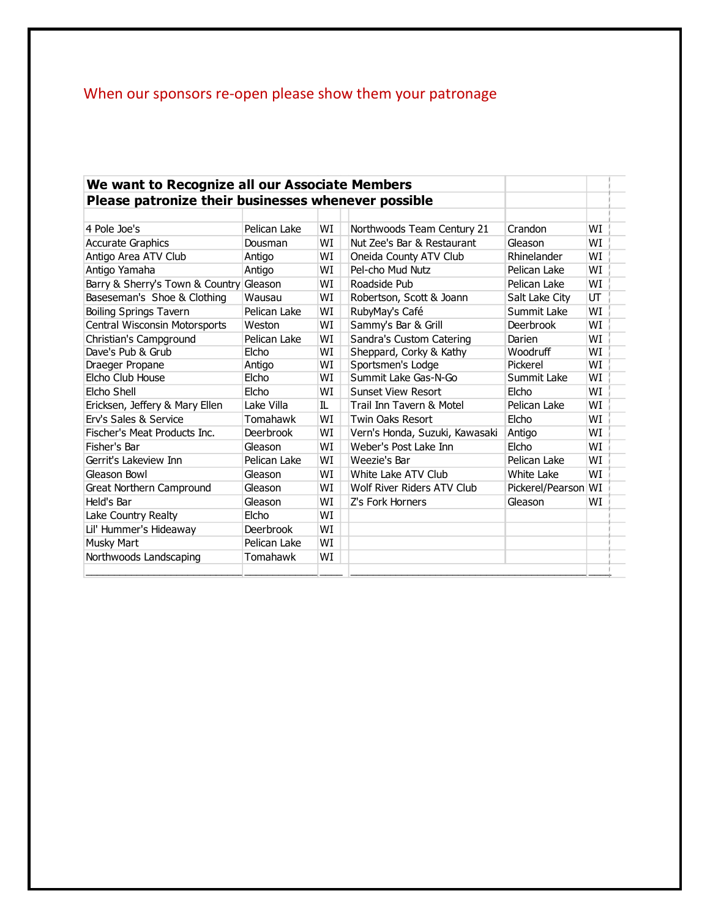When our sponsors re-open please show them your patronage

| **We want to Recognize all our Associate Members**<br>**Please patronize their businesses whenever possible** | | | | | |
|---|---|---|---|---|---|
| 4 Pole Joe's | Pelican Lake | WI | Northwoods Team Century 21 | Crandon | WI |
| Accurate Graphics | Dousman | WI | Nut Zee's Bar & Restaurant | Gleason | WI |
| Antigo Area ATV Club | Antigo | WI | Oneida County ATV Club | Rhinelander | WI |
| Antigo Yamaha | Antigo | WI | Pel-cho Mud Nutz | Pelican Lake | WI |
| Barry & Sherry's Town & Country | Gleason | WI | Roadside Pub | Pelican Lake | WI |
| Baseseman's Shoe & Clothing | Wausau | WI | Robertson, Scott & Joann | Salt Lake City | UT |
| Boiling Springs Tavern | Pelican Lake | WI | RubyMay's Café | Summit Lake | WI |
| Central Wisconsin Motorsports | Weston | WI | Sammy's Bar & Grill | Deerbrook | WI |
| Christian's Campground | Pelican Lake | WI | Sandra's Custom Catering | Darien | WI |
| Dave's Pub & Grub | Elcho | WI | Sheppard, Corky & Kathy | Woodruff | WI |
| Draeger Propane | Antigo | WI | Sportsmen's Lodge | Pickerel | WI |
| Elcho Club House | Elcho | WI | Summit Lake Gas-N-Go | Summit Lake | WI |
| Elcho Shell | Elcho | WI | Sunset View Resort | Elcho | WI |
| Ericksen, Jeffery & Mary Ellen | Lake Villa | IL | Trail Inn Tavern & Motel | Pelican Lake | WI |
| Erv's Sales & Service | Tomahawk | WI | Twin Oaks Resort | Elcho | WI |
| Fischer's Meat Products Inc. | Deerbrook | WI | Vern's Honda, Suzuki, Kawasaki | Antigo | WI |
| Fisher's Bar | Gleason | WI | Weber's Post Lake Inn | Elcho | WI |
| Gerrit's Lakeview Inn | Pelican Lake | WI | Weezie's Bar | Pelican Lake | WI |
| Gleason Bowl | Gleason | WI | White Lake ATV Club | White Lake | WI |
| Great Northern Campround | Gleason | WI | Wolf River Riders ATV Club | Pickerel/Pearson | WI |
| Held's Bar | Gleason | WI | Z's Fork Horners | Gleason | WI |
| Lake Country Realty | Elcho | WI | | | |
| Lil' Hummer's Hideaway | Deerbrook | WI | | | |
| Musky Mart | Pelican Lake | WI | | | |
| Northwoods Landscaping | Tomahawk | WI | | | |